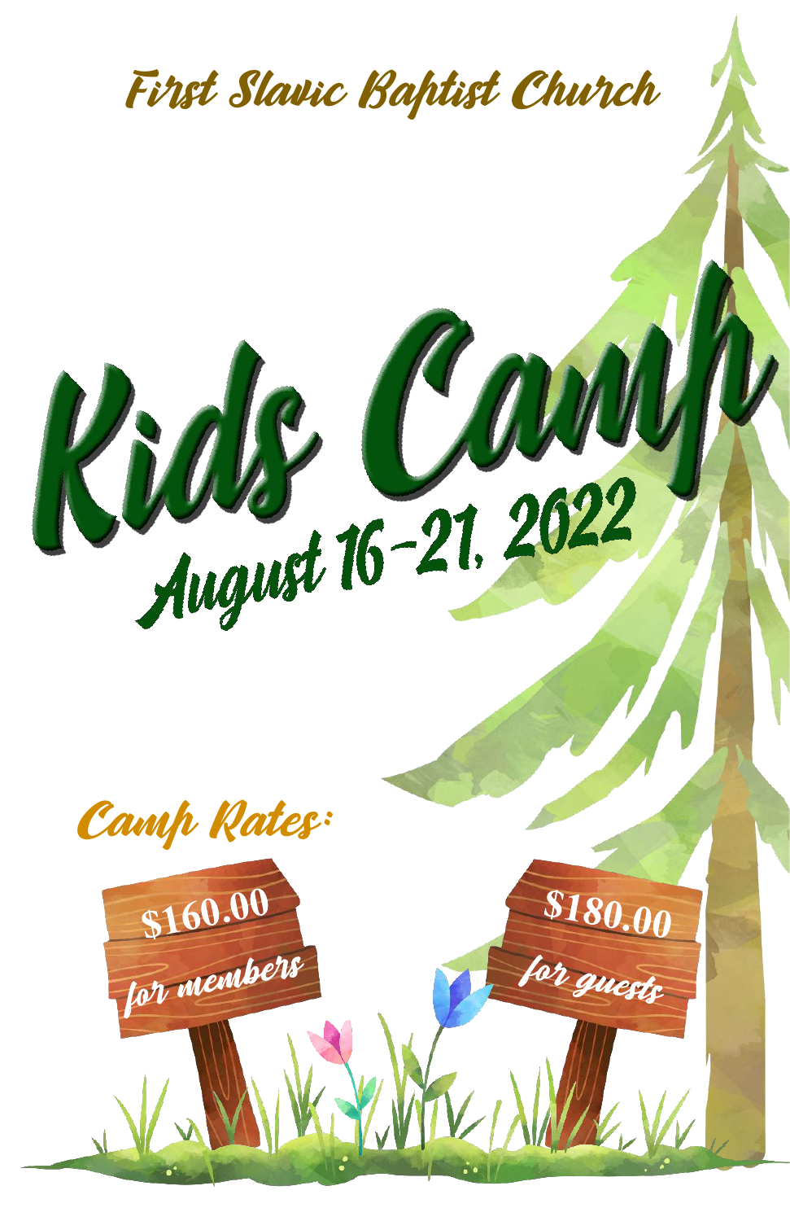First Slavic Baptist Church

# Kids Camp

## August 16-21, 2022

### Camp Rates:

$160.00 for members

$180.00 for guests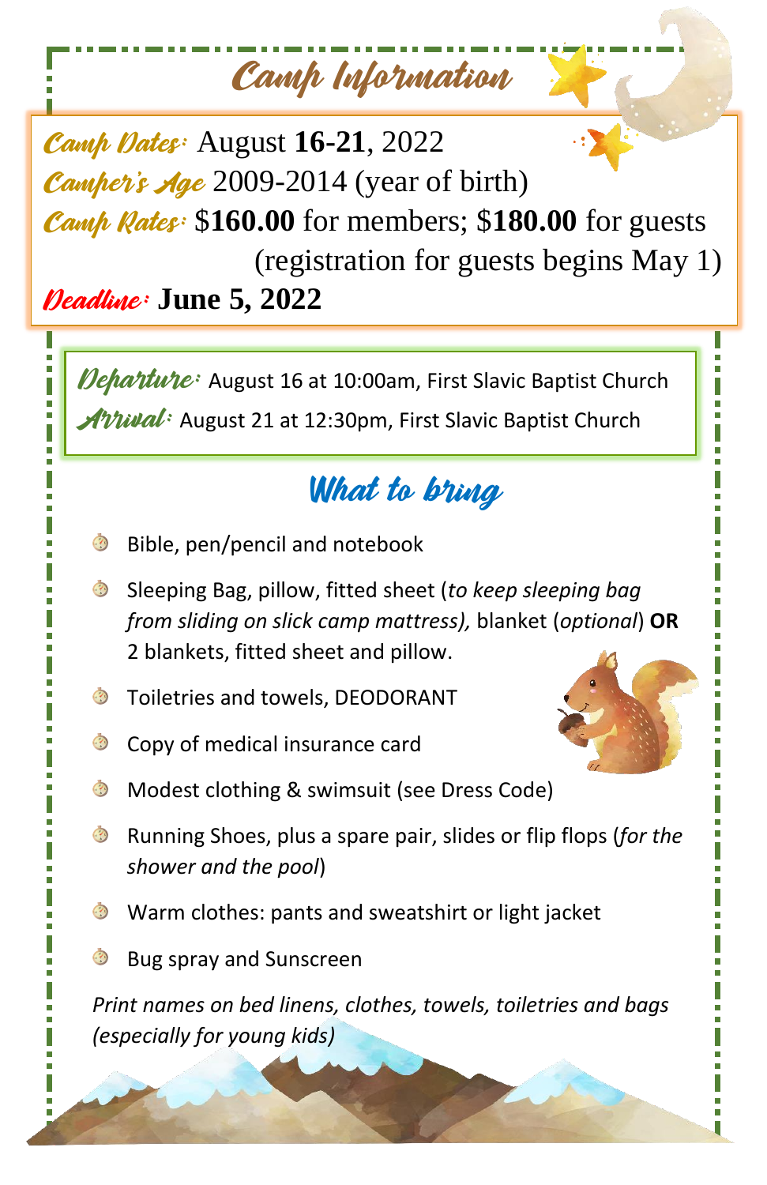# Camp Information

**Camp Dates:** August **16-21**, 2022
**Camper's Age** 2009-2014 (year of birth)
**Camp Rates:** $**160.00** for members; $**180.00** for guests (registration for guests begins May 1)
**Deadline:** **June 5, 2022**

**Departure:** August 16 at 10:00am, First Slavic Baptist Church
**Arrival:** August 21 at 12:30pm, First Slavic Baptist Church

## What to bring

- Bible, pen/pencil and notebook
- Sleeping Bag, pillow, fitted sheet (*to keep sleeping bag from sliding on slick camp mattress),* blanket (*optional*) **OR** 2 blankets, fitted sheet and pillow.
- Toiletries and towels, DEODORANT
- Copy of medical insurance card
- Modest clothing & swimsuit (see Dress Code)
- Running Shoes, plus a spare pair, slides or flip flops (*for the shower and the pool*)
- Warm clothes: pants and sweatshirt or light jacket
- Bug spray and Sunscreen

*Print names on bed linens, clothes, towels, toiletries and bags (especially for young kids)*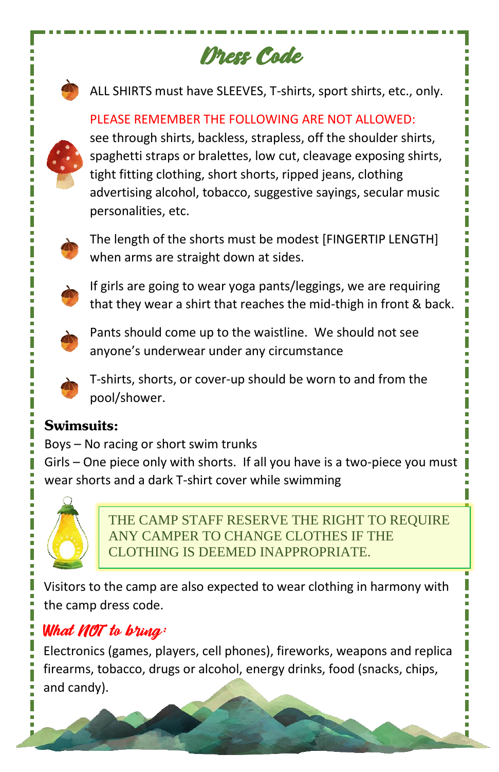# Dress Code

- ALL SHIRTS must have SLEEVES, T-shirts, sport shirts, etc., only.

PLEASE REMEMBER THE FOLLOWING ARE NOT ALLOWED:
see through shirts, backless, strapless, off the shoulder shirts, spaghetti straps or bralettes, low cut, cleavage exposing shirts, tight fitting clothing, short shorts, ripped jeans, clothing advertising alcohol, tobacco, suggestive sayings, secular music personalities, etc.

- The length of the shorts must be modest [FINGERTIP LENGTH] when arms are straight down at sides.
- If girls are going to wear yoga pants/leggings, we are requiring that they wear a shirt that reaches the mid-thigh in front & back.
- Pants should come up to the waistline. We should not see anyone's underwear under any circumstance
- T-shirts, shorts, or cover-up should be worn to and from the pool/shower.

**Swimsuits:**

Boys – No racing or short swim trunks

Girls – One piece only with shorts. If all you have is a two-piece you must wear shorts and a dark T-shirt cover while swimming

THE CAMP STAFF RESERVE THE RIGHT TO REQUIRE ANY CAMPER TO CHANGE CLOTHES IF THE CLOTHING IS DEEMED INAPPROPRIATE.

Visitors to the camp are also expected to wear clothing in harmony with the camp dress code.

## What NOT to bring:

Electronics (games, players, cell phones), fireworks, weapons and replica firearms, tobacco, drugs or alcohol, energy drinks, food (snacks, chips, and candy).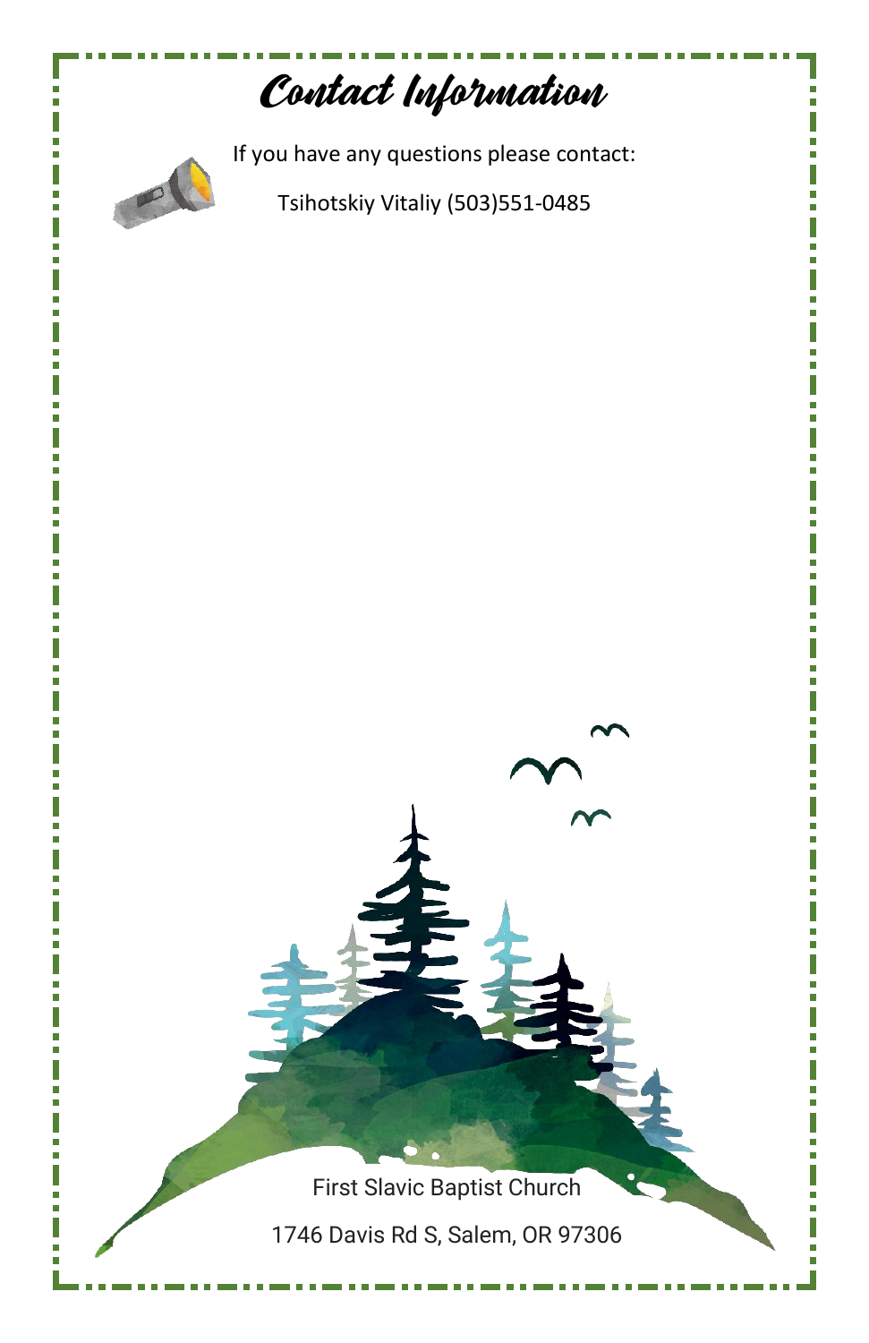# Contact Information

If you have any questions please contact:

Tsihotskiy Vitaliy (503)551-0485

First Slavic Baptist Church

1746 Davis Rd S, Salem, OR 97306